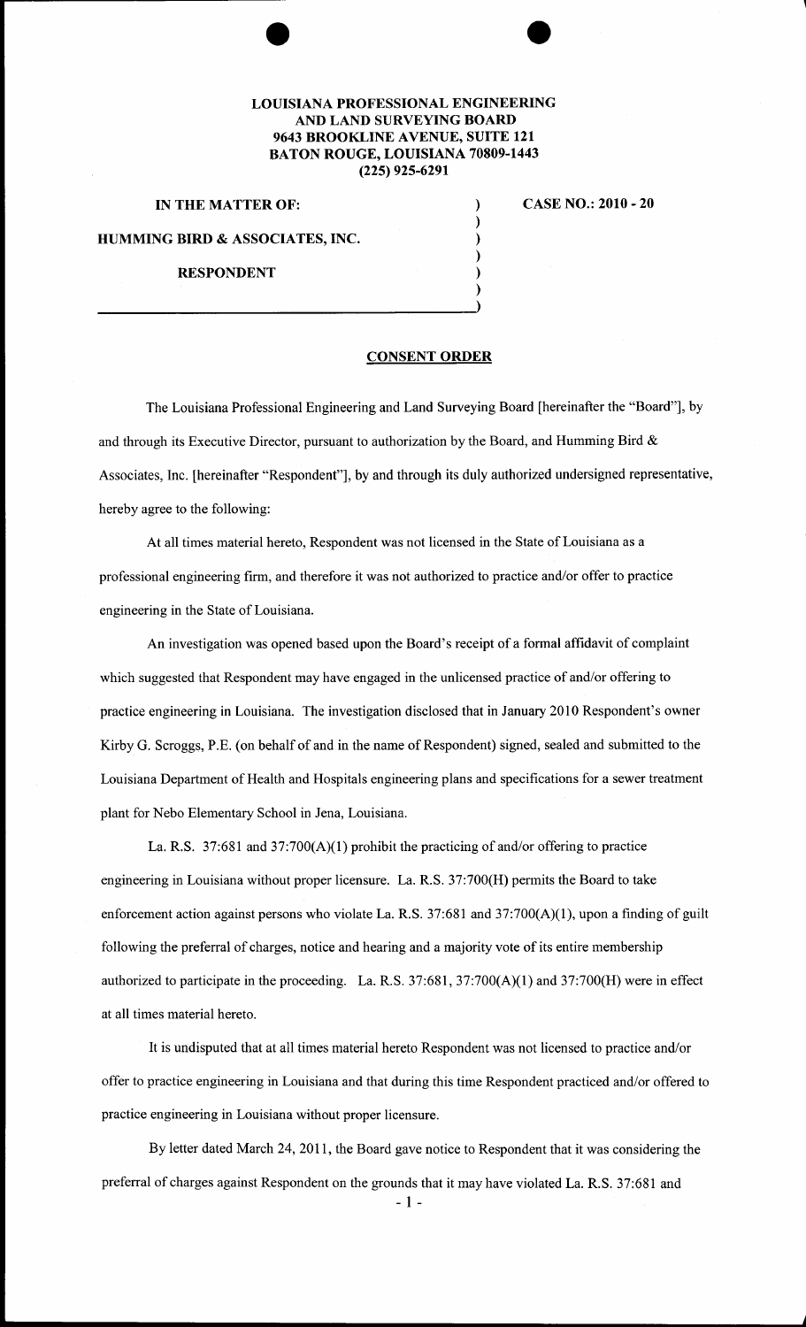**LOUISIANA PROFESSIONAL ENGINEERING AND LAND SURVEYING BOARD**
**9643 BROOKLINE AVENUE, SUITE 121**
**BATON ROUGE, LOUISIANA 70809-1443**
**(225) 925-6291**

**IN THE MATTER OF:**

**HUMMING BIRD & ASSOCIATES, INC.**

**RESPONDENT**

**CASE NO.: 2010 - 20**

## CONSENT ORDER

The Louisiana Professional Engineering and Land Surveying Board [hereinafter the "Board"], by and through its Executive Director, pursuant to authorization by the Board, and Humming Bird & Associates, Inc. [hereinafter "Respondent"], by and through its duly authorized undersigned representative, hereby agree to the following:

At all times material hereto, Respondent was not licensed in the State of Louisiana as a professional engineering firm, and therefore it was not authorized to practice and/or offer to practice engineering in the State of Louisiana.

An investigation was opened based upon the Board's receipt of a formal affidavit of complaint which suggested that Respondent may have engaged in the unlicensed practice of and/or offering to practice engineering in Louisiana. The investigation disclosed that in January 2010 Respondent's owner Kirby G. Scroggs, P.E. (on behalf of and in the name of Respondent) signed, sealed and submitted to the Louisiana Department of Health and Hospitals engineering plans and specifications for a sewer treatment plant for Nebo Elementary School in Jena, Louisiana.

La. R.S. 37:681 and 37:700(A)(1) prohibit the practicing of and/or offering to practice engineering in Louisiana without proper licensure. La. R.S. 37:700(H) permits the Board to take enforcement action against persons who violate La. R.S. 37:681 and 37:700(A)(1), upon a finding of guilt following the preferral of charges, notice and hearing and a majority vote of its entire membership authorized to participate in the proceeding. La. R.S. 37:681, 37:700(A)(1) and 37:700(H) were in effect at all times material hereto.

It is undisputed that at all times material hereto Respondent was not licensed to practice and/or offer to practice engineering in Louisiana and that during this time Respondent practiced and/or offered to practice engineering in Louisiana without proper licensure.

By letter dated March 24, 2011, the Board gave notice to Respondent that it was considering the preferral of charges against Respondent on the grounds that it may have violated La. R.S. 37:681 and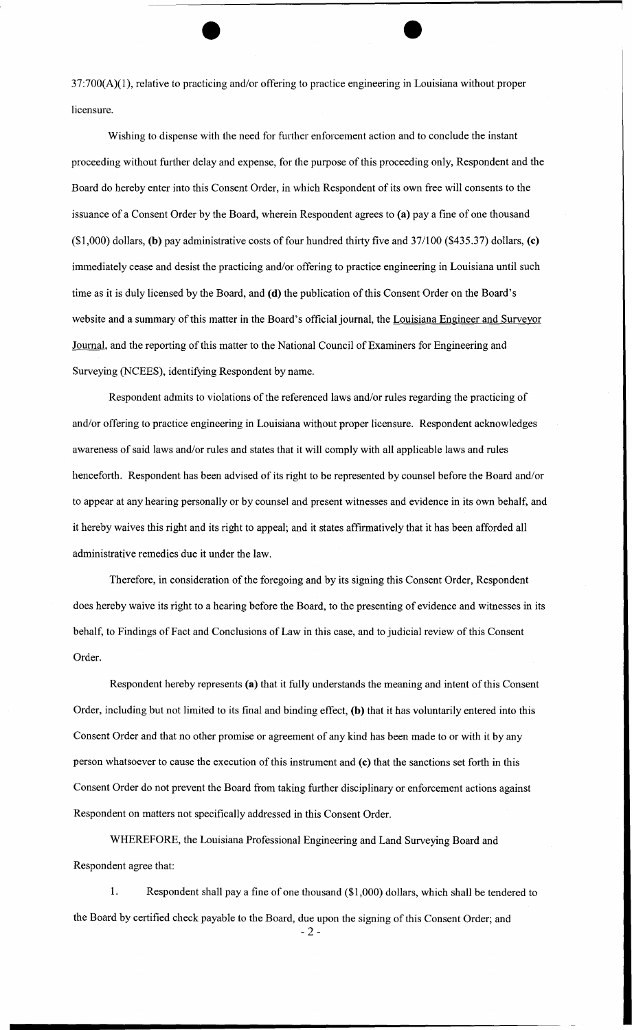37:700(A)(1), relative to practicing and/or offering to practice engineering in Louisiana without proper licensure.

Wishing to dispense with the need for further enforcement action and to conclude the instant proceeding without further delay and expense, for the purpose of this proceeding only, Respondent and the Board do hereby enter into this Consent Order, in which Respondent of its own free will consents to the issuance of a Consent Order by the Board, wherein Respondent agrees to **(a)** pay a fine of one thousand ($1,000) dollars, **(b)** pay administrative costs of four hundred thirty five and 37/100 ($435.37) dollars, **(c)** immediately cease and desist the practicing and/or offering to practice engineering in Louisiana until such time as it is duly licensed by the Board, and **(d)** the publication of this Consent Order on the Board's website and a summary of this matter in the Board's official journal, the Louisiana Engineer and Surveyor Journal, and the reporting of this matter to the National Council of Examiners for Engineering and Surveying (NCEES), identifying Respondent by name.

Respondent admits to violations of the referenced laws and/or rules regarding the practicing of and/or offering to practice engineering in Louisiana without proper licensure. Respondent acknowledges awareness of said laws and/or rules and states that it will comply with all applicable laws and rules henceforth. Respondent has been advised of its right to be represented by counsel before the Board and/or to appear at any hearing personally or by counsel and present witnesses and evidence in its own behalf, and it hereby waives this right and its right to appeal; and it states affirmatively that it has been afforded all administrative remedies due it under the law.

Therefore, in consideration of the foregoing and by its signing this Consent Order, Respondent does hereby waive its right to a hearing before the Board, to the presenting of evidence and witnesses in its behalf, to Findings of Fact and Conclusions of Law in this case, and to judicial review of this Consent Order.

Respondent hereby represents **(a)** that it fully understands the meaning and intent of this Consent Order, including but not limited to its final and binding effect, **(b)** that it has voluntarily entered into this Consent Order and that no other promise or agreement of any kind has been made to or with it by any person whatsoever to cause the execution of this instrument and **(c)** that the sanctions set forth in this Consent Order do not prevent the Board from taking further disciplinary or enforcement actions against Respondent on matters not specifically addressed in this Consent Order.

WHEREFORE, the Louisiana Professional Engineering and Land Surveying Board and Respondent agree that:

1. Respondent shall pay a fine of one thousand ($1,000) dollars, which shall be tendered to the Board by certified check payable to the Board, due upon the signing of this Consent Order; and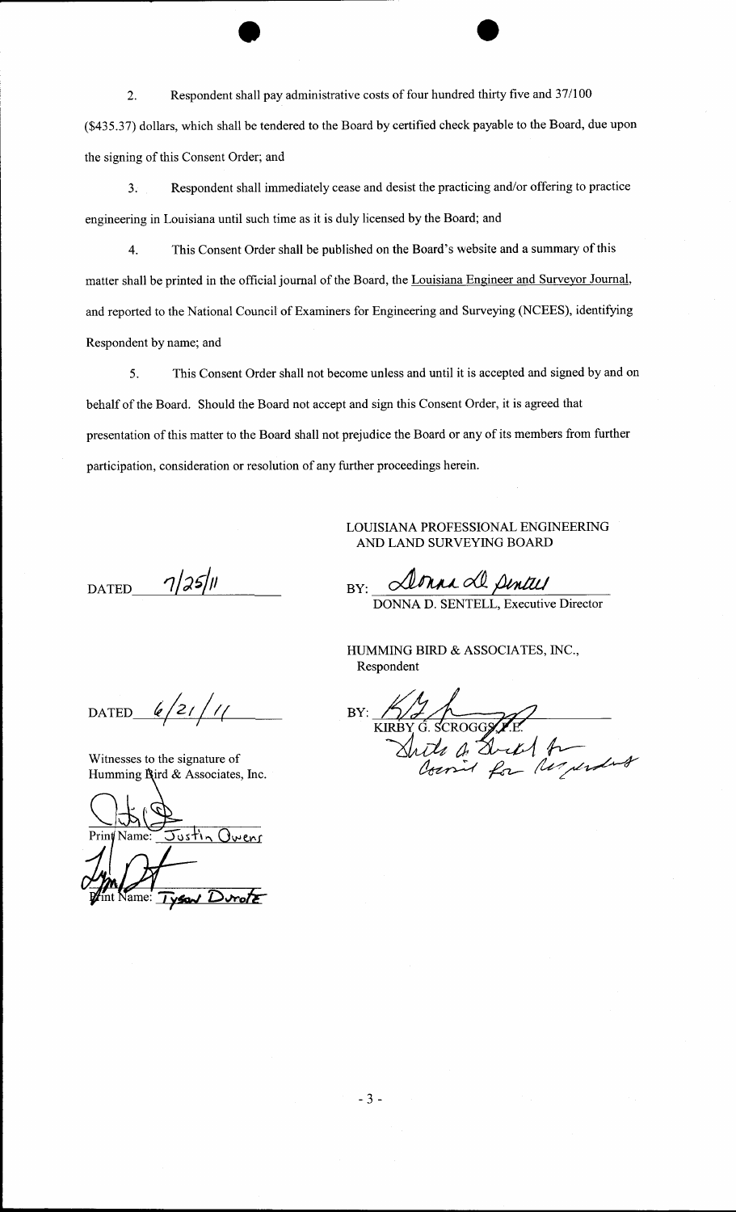2. Respondent shall pay administrative costs of four hundred thirty five and 37/100 ($435.37) dollars, which shall be tendered to the Board by certified check payable to the Board, due upon the signing of this Consent Order; and

3. Respondent shall immediately cease and desist the practicing and/or offering to practice engineering in Louisiana until such time as it is duly licensed by the Board; and

4. This Consent Order shall be published on the Board's website and a summary of this matter shall be printed in the official journal of the Board, the Louisiana Engineer and Surveyor Journal, and reported to the National Council of Examiners for Engineering and Surveying (NCEES), identifying Respondent by name; and

5. This Consent Order shall not become unless and until it is accepted and signed by and on behalf of the Board. Should the Board not accept and sign this Consent Order, it is agreed that presentation of this matter to the Board shall not prejudice the Board or any of its members from further participation, consideration or resolution of any further proceedings herein.

LOUISIANA PROFESSIONAL ENGINEERING AND LAND SURVEYING BOARD

DATED 7/25/11

BY: Donna D. Sentell
DONNA D. SENTELL, Executive Director

HUMMING BIRD & ASSOCIATES, INC., Respondent

DATED 6/21/11

BY: KIRBY G. SCROGGS, P.E.
Anita A. Ditch for
Counsel for Respondent

Witnesses to the signature of Humming Bird & Associates, Inc.

Print Name: Justin Owens

Print Name: Tyson Durotte